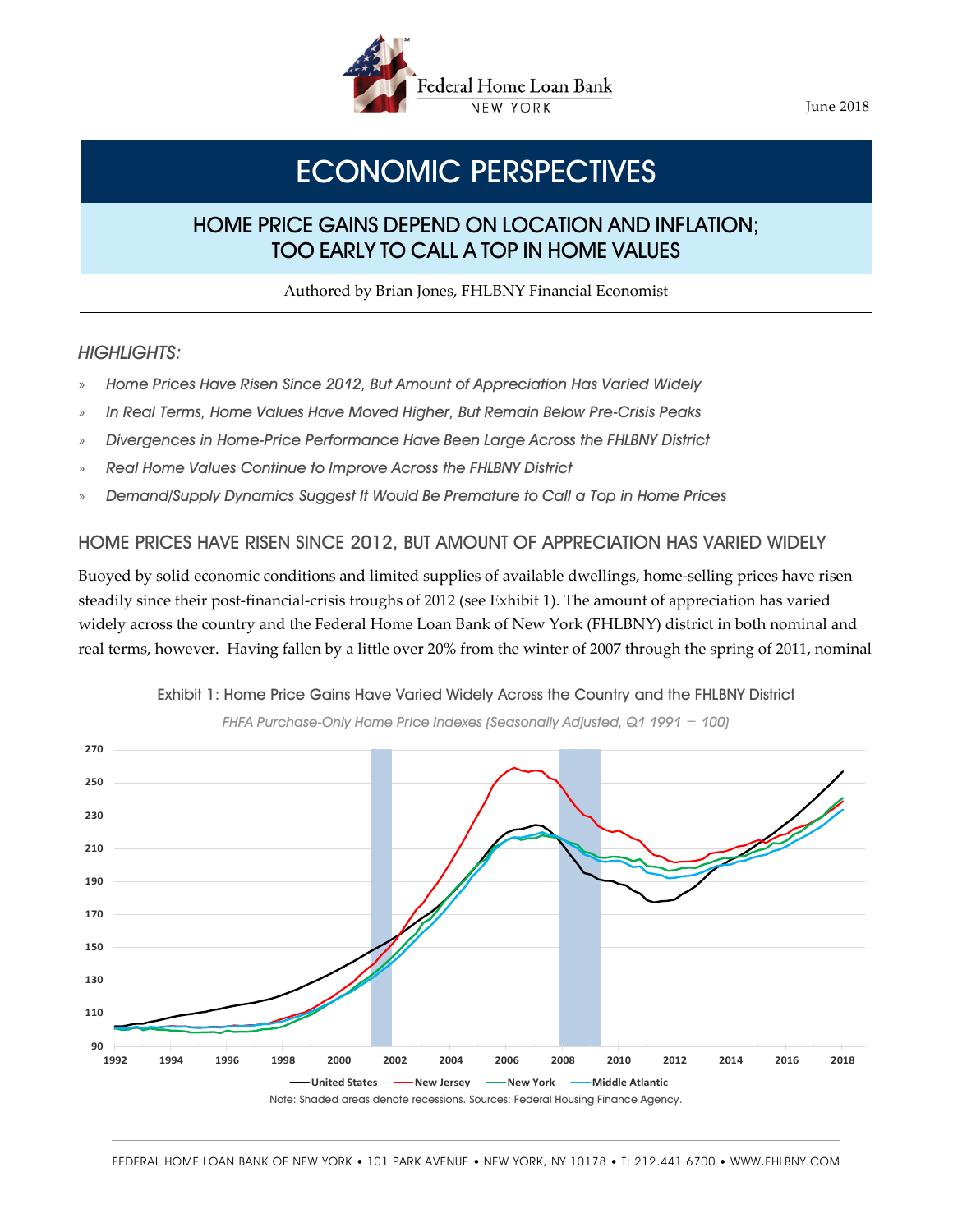June 2018

# ECONOMIC PERSPECTIVES

## HOME PRICE GAINS DEPEND ON LOCATION AND INFLATION; TOO EARLY TO CALL A TOP IN HOME VALUES

Authored by Brian Jones, FHLBNY Financial Economist

### *HIGHLIGHTS:*

- *Home Prices Have Risen Since 2012, But Amount of Appreciation Has Varied Widely*
- *In Real Terms, Home Values Have Moved Higher, But Remain Below Pre-Crisis Peaks*
- *Divergences in Home-Price Performance Have Been Large Across the FHLBNY District*
- *Real Home Values Continue to Improve Across the FHLBNY District*
- *Demand/Supply Dynamics Suggest It Would Be Premature to Call a Top in Home Prices*

### HOME PRICES HAVE RISEN SINCE 2012, BUT AMOUNT OF APPRECIATION HAS VARIED WIDELY

Buoyed by solid economic conditions and limited supplies of available dwellings, home-selling prices have risen steadily since their post-financial-crisis troughs of 2012 (see Exhibit 1). The amount of appreciation has varied widely across the country and the Federal Home Loan Bank of New York (FHLBNY) district in both nominal and real terms, however. Having fallen by a little over 20% from the winter of 2007 through the spring of 2011, nominal

Exhibit 1: Home Price Gains Have Varied Widely Across the Country and the FHLBNY District

*FHFA Purchase-Only Home Price Indexes (Seasonally Adjusted, Q1 1991 = 100)*

Note: Shaded areas denote recessions. Sources: Federal Housing Finance Agency.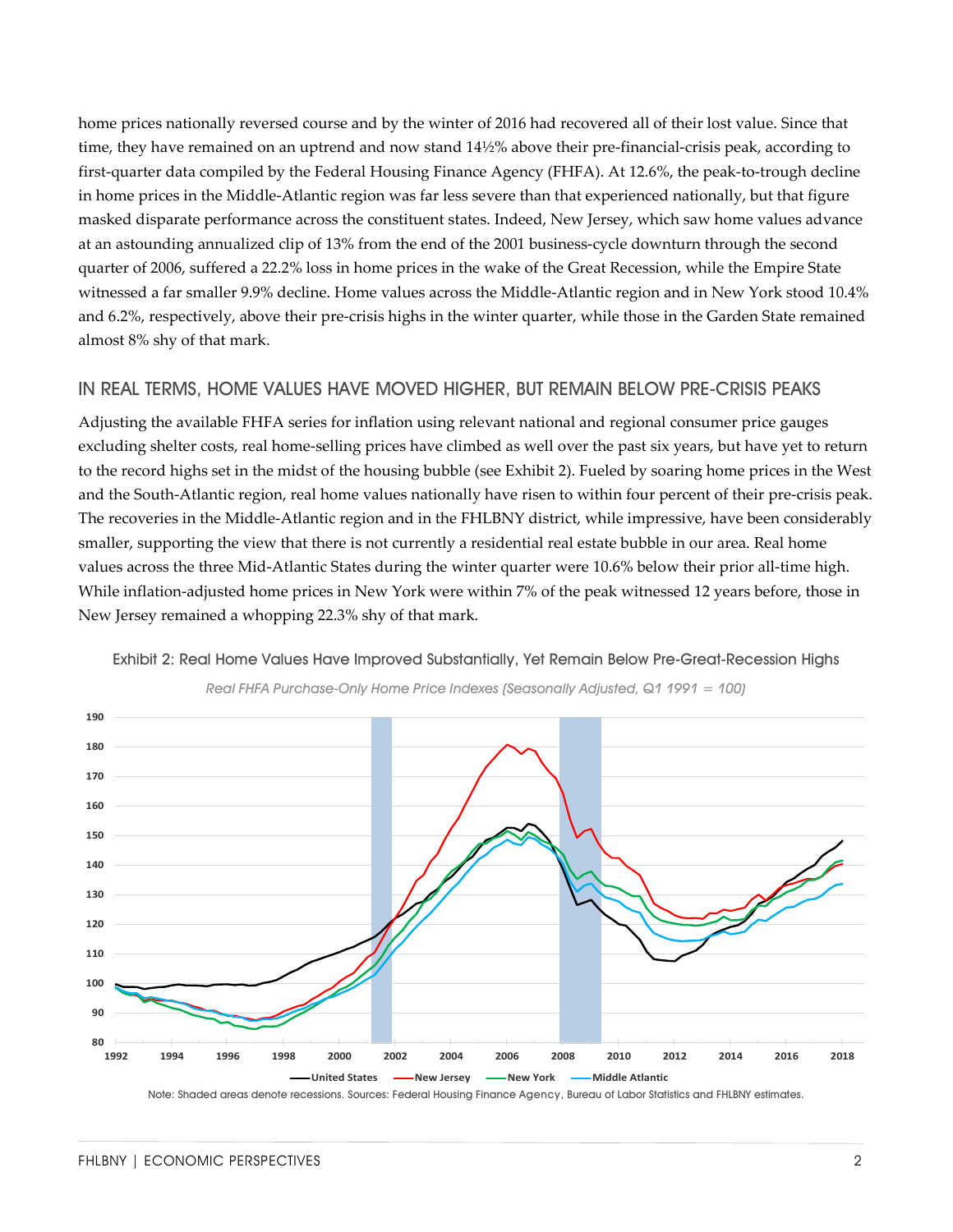home prices nationally reversed course and by the winter of 2016 had recovered all of their lost value. Since that time, they have remained on an uptrend and now stand 14½% above their pre-financial-crisis peak, according to first-quarter data compiled by the Federal Housing Finance Agency (FHFA). At 12.6%, the peak-to-trough decline in home prices in the Middle-Atlantic region was far less severe than that experienced nationally, but that figure masked disparate performance across the constituent states. Indeed, New Jersey, which saw home values advance at an astounding annualized clip of 13% from the end of the 2001 business-cycle downturn through the second quarter of 2006, suffered a 22.2% loss in home prices in the wake of the Great Recession, while the Empire State witnessed a far smaller 9.9% decline. Home values across the Middle-Atlantic region and in New York stood 10.4% and 6.2%, respectively, above their pre-crisis highs in the winter quarter, while those in the Garden State remained almost 8% shy of that mark.

## IN REAL TERMS, HOME VALUES HAVE MOVED HIGHER, BUT REMAIN BELOW PRE-CRISIS PEAKS

Adjusting the available FHFA series for inflation using relevant national and regional consumer price gauges excluding shelter costs, real home-selling prices have climbed as well over the past six years, but have yet to return to the record highs set in the midst of the housing bubble (see Exhibit 2). Fueled by soaring home prices in the West and the South-Atlantic region, real home values nationally have risen to within four percent of their pre-crisis peak. The recoveries in the Middle-Atlantic region and in the FHLBNY district, while impressive, have been considerably smaller, supporting the view that there is not currently a residential real estate bubble in our area. Real home values across the three Mid-Atlantic States during the winter quarter were 10.6% below their prior all-time high. While inflation-adjusted home prices in New York were within 7% of the peak witnessed 12 years before, those in New Jersey remained a whopping 22.3% shy of that mark.

Exhibit 2: Real Home Values Have Improved Substantially, Yet Remain Below Pre-Great-Recession Highs

*Real FHFA Purchase-Only Home Price Indexes (Seasonally Adjusted, Q1 1991 = 100)*

Note: Shaded areas denote recessions. Sources: Federal Housing Finance Agency, Bureau of Labor Statistics and FHLBNY estimates.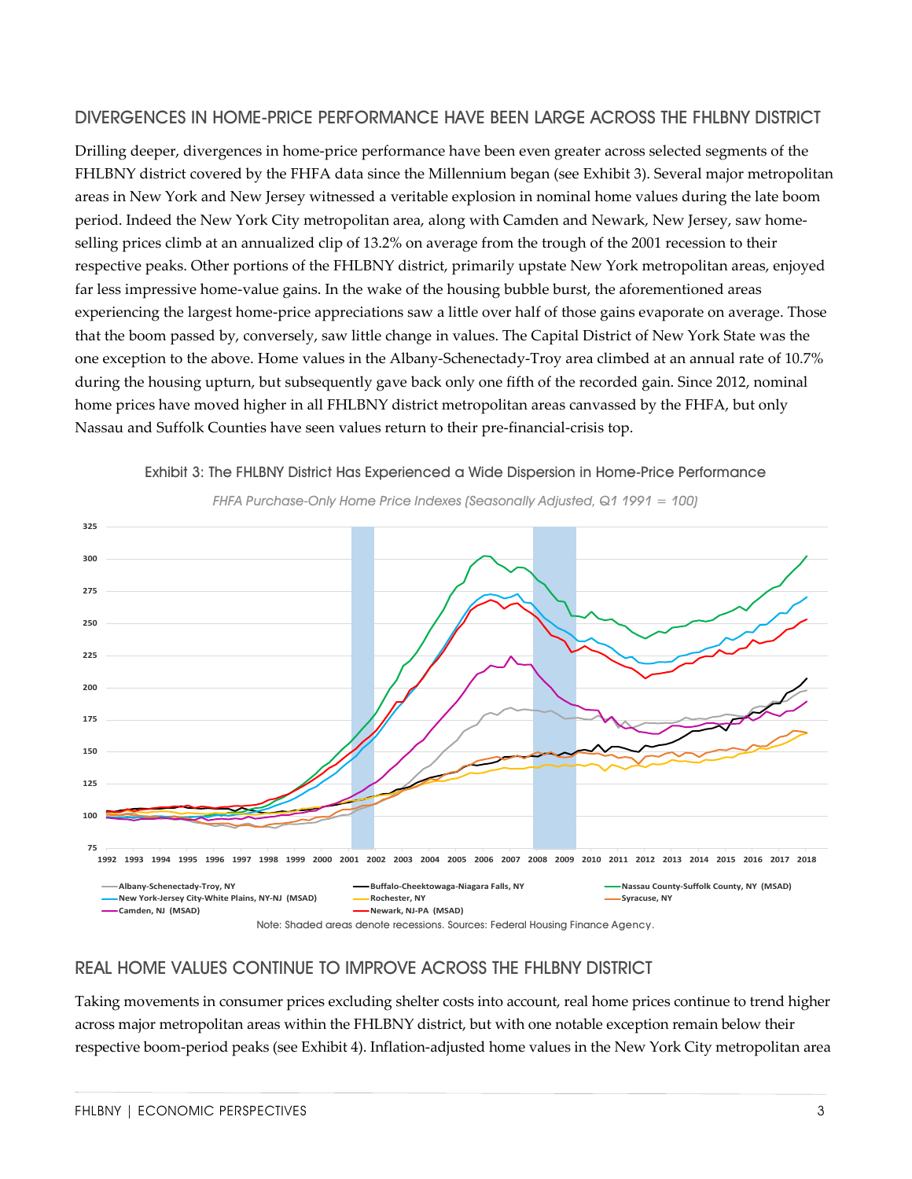## DIVERGENCES IN HOME-PRICE PERFORMANCE HAVE BEEN LARGE ACROSS THE FHLBNY DISTRICT

Drilling deeper, divergences in home-price performance have been even greater across selected segments of the FHLBNY district covered by the FHFA data since the Millennium began (see Exhibit 3). Several major metropolitan areas in New York and New Jersey witnessed a veritable explosion in nominal home values during the late boom period. Indeed the New York City metropolitan area, along with Camden and Newark, New Jersey, saw home-selling prices climb at an annualized clip of 13.2% on average from the trough of the 2001 recession to their respective peaks. Other portions of the FHLBNY district, primarily upstate New York metropolitan areas, enjoyed far less impressive home-value gains. In the wake of the housing bubble burst, the aforementioned areas experiencing the largest home-price appreciations saw a little over half of those gains evaporate on average. Those that the boom passed by, conversely, saw little change in values. The Capital District of New York State was the one exception to the above. Home values in the Albany-Schenectady-Troy area climbed at an annual rate of 10.7% during the housing upturn, but subsequently gave back only one fifth of the recorded gain. Since 2012, nominal home prices have moved higher in all FHLBNY district metropolitan areas canvassed by the FHFA, but only Nassau and Suffolk Counties have seen values return to their pre-financial-crisis top.

Exhibit 3: The FHLBNY District Has Experienced a Wide Dispersion in Home-Price Performance

*FHFA Purchase-Only Home Price Indexes (Seasonally Adjusted, Q1 1991 = 100)*

Note: Shaded areas denote recessions. Sources: Federal Housing Finance Agency.

## REAL HOME VALUES CONTINUE TO IMPROVE ACROSS THE FHLBNY DISTRICT

Taking movements in consumer prices excluding shelter costs into account, real home prices continue to trend higher across major metropolitan areas within the FHLBNY district, but with one notable exception remain below their respective boom-period peaks (see Exhibit 4). Inflation-adjusted home values in the New York City metropolitan area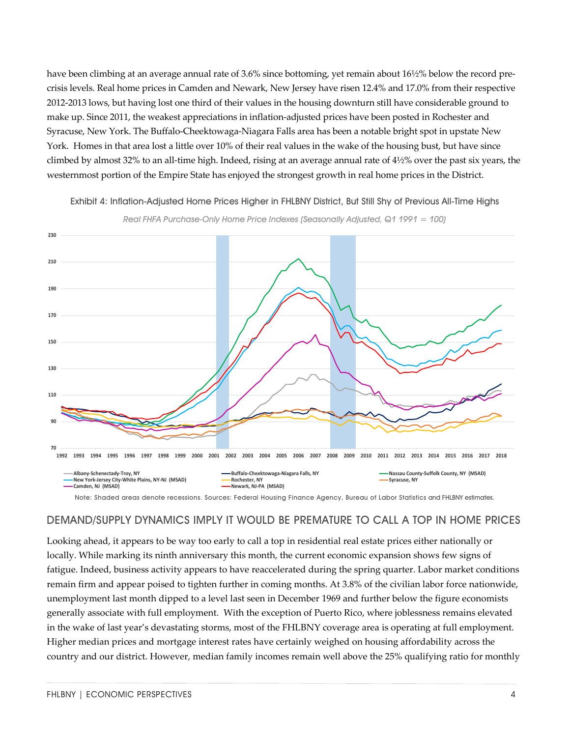have been climbing at an average annual rate of 3.6% since bottoming, yet remain about 16½% below the record pre-crisis levels. Real home prices in Camden and Newark, New Jersey have risen 12.4% and 17.0% from their respective 2012-2013 lows, but having lost one third of their values in the housing downturn still have considerable ground to make up. Since 2011, the weakest appreciations in inflation-adjusted prices have been posted in Rochester and Syracuse, New York. The Buffalo-Cheektowaga-Niagara Falls area has been a notable bright spot in upstate New York. Homes in that area lost a little over 10% of their real values in the wake of the housing bust, but have since climbed by almost 32% to an all-time high. Indeed, rising at an average annual rate of 4½% over the past six years, the westernmost portion of the Empire State has enjoyed the strongest growth in real home prices in the District.

Exhibit 4: Inflation-Adjusted Home Prices Higher in FHLBNY District, But Still Shy of Previous All-Time Highs

*Real FHFA Purchase-Only Home Price Indexes (Seasonally Adjusted, Q1 1991 = 100)*

Note: Shaded areas denote recessions. Sources: Federal Housing Finance Agency, Bureau of Labor Statistics and FHLBNY estimates.

## DEMAND/SUPPLY DYNAMICS IMPLY IT WOULD BE PREMATURE TO CALL A TOP IN HOME PRICES

Looking ahead, it appears to be way too early to call a top in residential real estate prices either nationally or locally. While marking its ninth anniversary this month, the current economic expansion shows few signs of fatigue. Indeed, business activity appears to have reaccelerated during the spring quarter. Labor market conditions remain firm and appear poised to tighten further in coming months. At 3.8% of the civilian labor force nationwide, unemployment last month dipped to a level last seen in December 1969 and further below the figure economists generally associate with full employment. With the exception of Puerto Rico, where joblessness remains elevated in the wake of last year's devastating storms, most of the FHLBNY coverage area is operating at full employment. Higher median prices and mortgage interest rates have certainly weighed on housing affordability across the country and our district. However, median family incomes remain well above the 25% qualifying ratio for monthly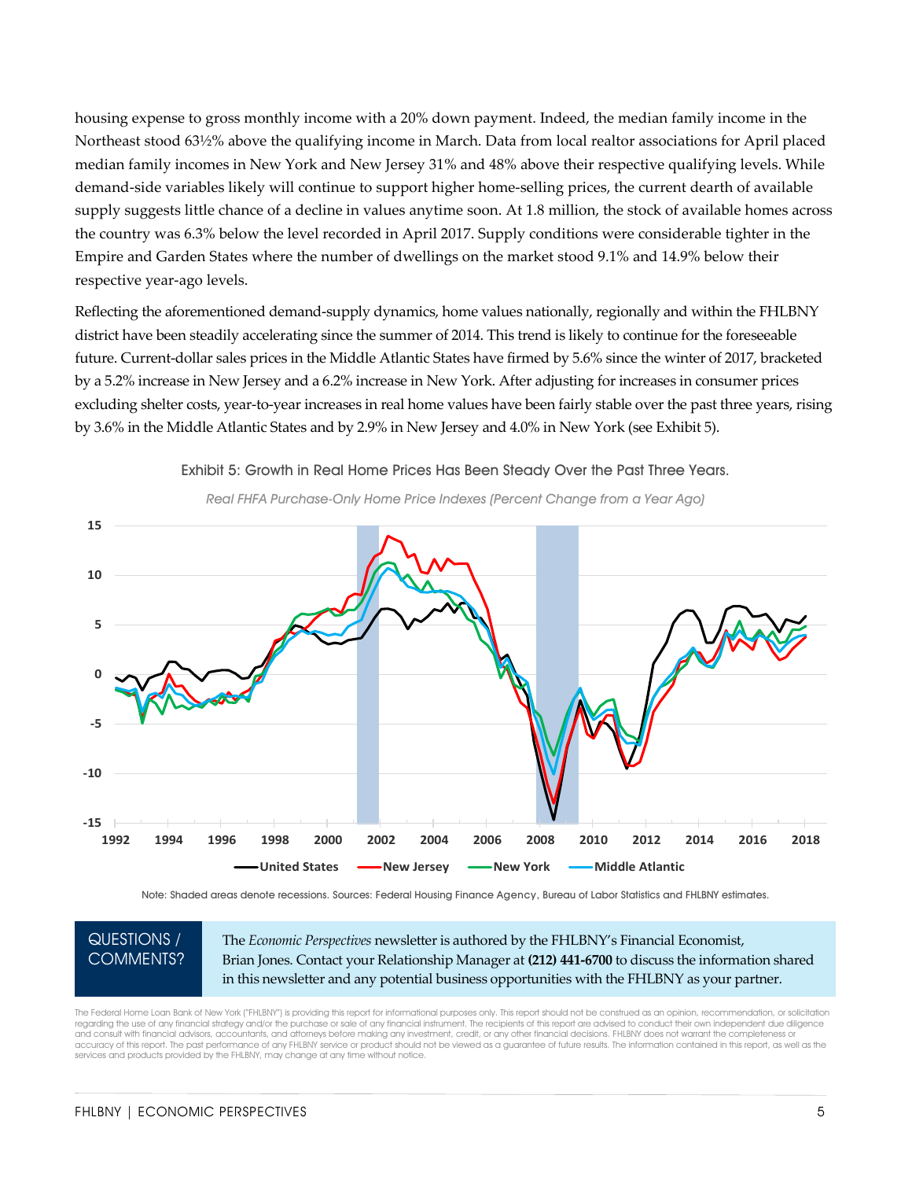housing expense to gross monthly income with a 20% down payment. Indeed, the median family income in the Northeast stood 63½% above the qualifying income in March. Data from local realtor associations for April placed median family incomes in New York and New Jersey 31% and 48% above their respective qualifying levels. While demand-side variables likely will continue to support higher home-selling prices, the current dearth of available supply suggests little chance of a decline in values anytime soon. At 1.8 million, the stock of available homes across the country was 6.3% below the level recorded in April 2017. Supply conditions were considerable tighter in the Empire and Garden States where the number of dwellings on the market stood 9.1% and 14.9% below their respective year-ago levels.

Reflecting the aforementioned demand-supply dynamics, home values nationally, regionally and within the FHLBNY district have been steadily accelerating since the summer of 2014. This trend is likely to continue for the foreseeable future. Current-dollar sales prices in the Middle Atlantic States have firmed by 5.6% since the winter of 2017, bracketed by a 5.2% increase in New Jersey and a 6.2% increase in New York. After adjusting for increases in consumer prices excluding shelter costs, year-to-year increases in real home values have been fairly stable over the past three years, rising by 3.6% in the Middle Atlantic States and by 2.9% in New Jersey and 4.0% in New York (see Exhibit 5).

Exhibit 5: Growth in Real Home Prices Has Been Steady Over the Past Three Years.

*Real FHFA Purchase-Only Home Price Indexes (Percent Change from a Year Ago)*

15
10
5
0
-5
-10
-15

1992 1994 1996 1998 2000 2002 2004 2006 2008 2010 2012 2014 2016 2018

United States — New Jersey — New York — Middle Atlantic

Note: Shaded areas denote recessions. Sources: Federal Housing Finance Agency, Bureau of Labor Statistics and FHLBNY estimates.

**QUESTIONS / COMMENTS?**

The *Economic Perspectives* newsletter is authored by the FHLBNY's Financial Economist, Brian Jones. Contact your Relationship Manager at **(212) 441-6700** to discuss the information shared in this newsletter and any potential business opportunities with the FHLBNY as your partner.

The Federal Home Loan Bank of New York ("FHLBNY") is providing this report for informational purposes only. This report should not be construed as an opinion, recommendation, or solicitation regarding the use of any financial strategy and/or the purchase or sale of any financial instrument. The recipients of this report are advised to conduct their own independent due diligence and consult with financial advisors, accountants, and attorneys before making any investment, credit, or any other financial decisions. FHLBNY does not warrant the completeness or accuracy of this report. The past performance of any FHLBNY service or product should not be viewed as a guarantee of future results. The information contained in this report, as well as the services and products provided by the FHLBNY, may change at any time without notice.